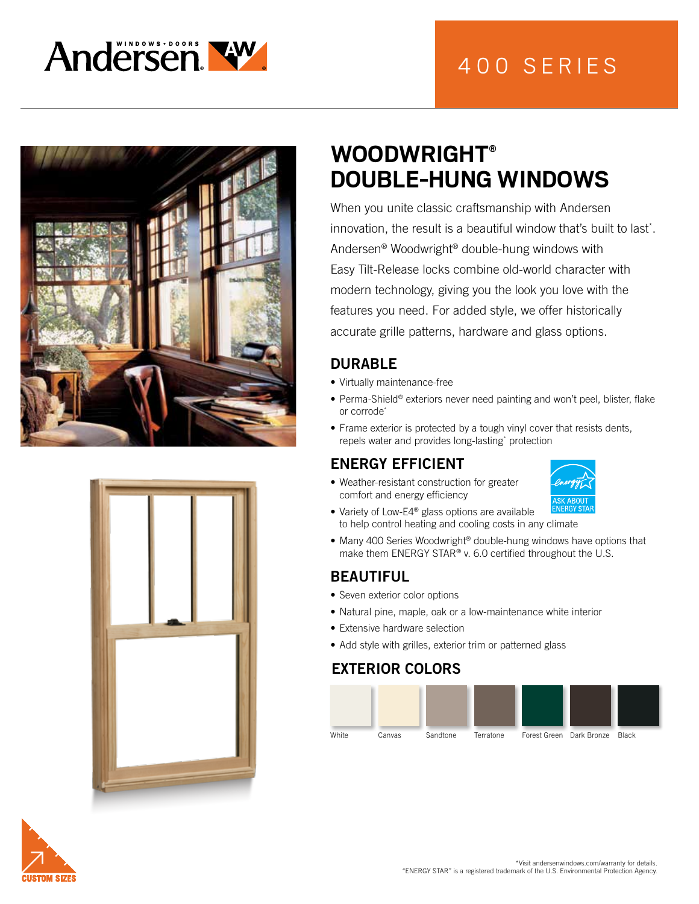Andersen® WINDOWS • DOORS

# 400 SERIES

## WOODWRIGHT® DOUBLE-HUNG WINDOWS

When you unite classic craftsmanship with Andersen innovation, the result is a beautiful window that's built to last*. Andersen® Woodwright® double-hung windows with Easy Tilt-Release locks combine old-world character with modern technology, giving you the look you love with the features you need. For added style, we offer historically accurate grille patterns, hardware and glass options.

### DURABLE

- Virtually maintenance-free
- Perma-Shield® exteriors never need painting and won't peel, blister, flake or corrode*
- Frame exterior is protected by a tough vinyl cover that resists dents, repels water and provides long-lasting* protection

### ENERGY EFFICIENT

- Weather-resistant construction for greater comfort and energy efficiency
- Variety of Low-E4® glass options are available to help control heating and cooling costs in any climate
- Many 400 Series Woodwright® double-hung windows have options that make them ENERGY STAR® v. 6.0 certified throughout the U.S.

ASK ABOUT ENERGY STAR

### BEAUTIFUL

- Seven exterior color options
- Natural pine, maple, oak or a low-maintenance white interior
- Extensive hardware selection
- Add style with grilles, exterior trim or patterned glass

### EXTERIOR COLORS

White | Canvas | Sandtone | Terratone | Forest Green | Dark Bronze | Black

CUSTOM SIZES

*Visit andersenwindows.com/warranty for details.
"ENERGY STAR" is a registered trademark of the U.S. Environmental Protection Agency.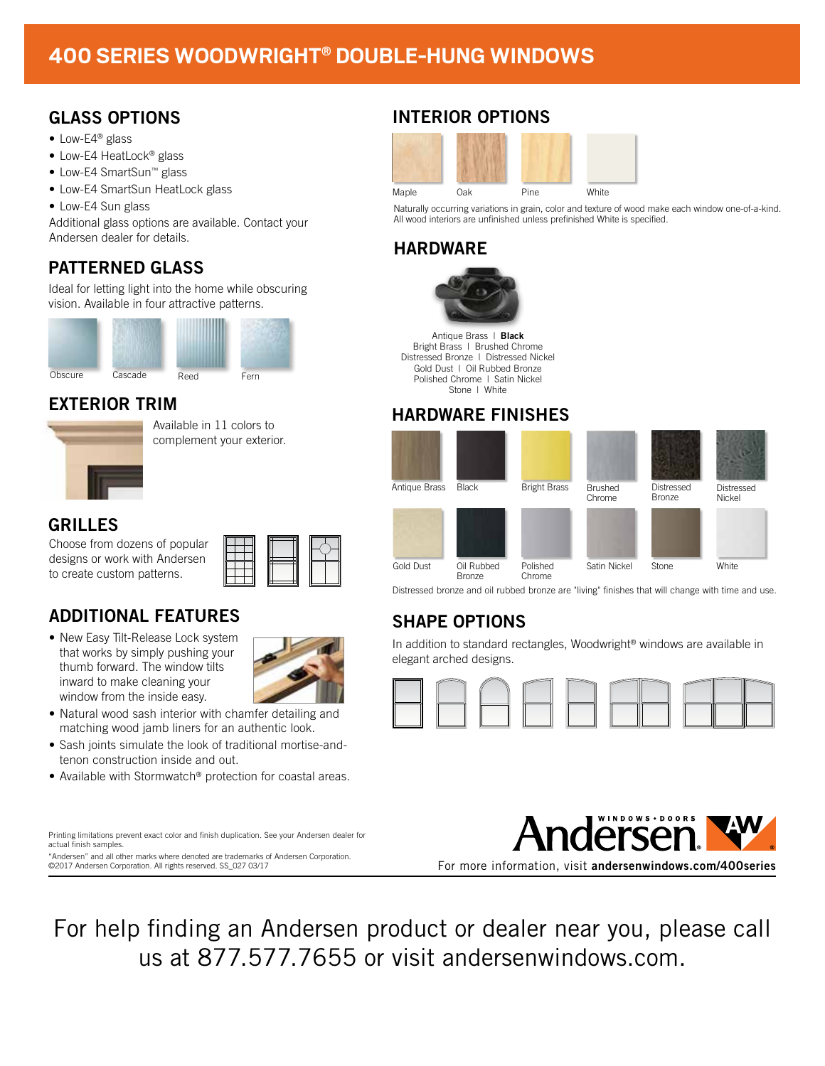# 400 SERIES WOODWRIGHT® DOUBLE-HUNG WINDOWS

## GLASS OPTIONS

- Low-E4® glass
- Low-E4 HeatLock® glass
- Low-E4 SmartSun™ glass
- Low-E4 SmartSun HeatLock glass
- Low-E4 Sun glass

Additional glass options are available. Contact your Andersen dealer for details.

## PATTERNED GLASS

Ideal for letting light into the home while obscuring vision. Available in four attractive patterns.

Obscure Cascade Reed Fern

## EXTERIOR TRIM

Available in 11 colors to complement your exterior.

## GRILLES

Choose from dozens of popular designs or work with Andersen to create custom patterns.

## ADDITIONAL FEATURES

- New Easy Tilt-Release Lock system that works by simply pushing your thumb forward. The window tilts inward to make cleaning your window from the inside easy.
- Natural wood sash interior with chamfer detailing and matching wood jamb liners for an authentic look.
- Sash joints simulate the look of traditional mortise-and-tenon construction inside and out.
- Available with Stormwatch® protection for coastal areas.

## INTERIOR OPTIONS

Maple Oak Pine White

Naturally occurring variations in grain, color and texture of wood make each window one-of-a-kind. All wood interiors are unfinished unless prefinished White is specified.

## HARDWARE

Antique Brass | **Black**
Bright Brass | Brushed Chrome
Distressed Bronze | Distressed Nickel
Gold Dust | Oil Rubbed Bronze
Polished Chrome | Satin Nickel
Stone | White

## HARDWARE FINISHES

Antique Brass, Black, Bright Brass, Brushed Chrome, Distressed Bronze, Distressed Nickel

Gold Dust, Oil Rubbed Bronze, Polished Chrome, Satin Nickel, Stone, White

Distressed bronze and oil rubbed bronze are "living" finishes that will change with time and use.

## SHAPE OPTIONS

In addition to standard rectangles, Woodwright® windows are available in elegant arched designs.

Printing limitations prevent exact color and finish duplication. See your Andersen dealer for actual finish samples.
"Andersen" and all other marks where denoted are trademarks of Andersen Corporation. ©2017 Andersen Corporation. All rights reserved. SS_027 03/17

Andersen® WINDOWS • DOORS

For more information, visit **andersenwindows.com/400series**

For help finding an Andersen product or dealer near you, please call us at 877.577.7655 or visit andersenwindows.com.